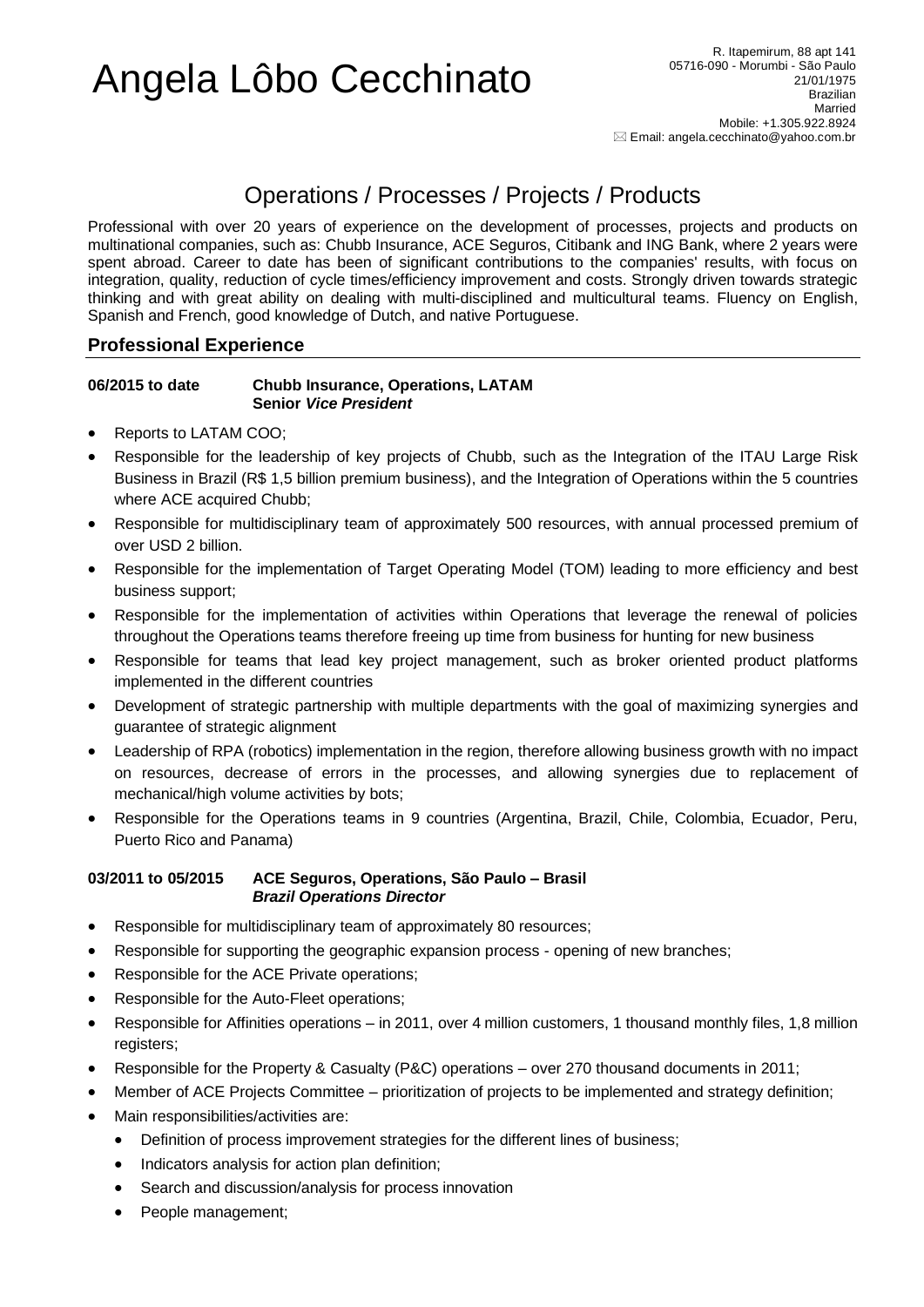# Angela Lôbo Cecchinato

R. Itapemirum, 88 apt 141
05716-090 - Morumbi - São Paulo
21/01/1975
Brazilian
Married
Mobile: +1.305.922.8924
✉ Email: angela.cecchinato@yahoo.com.br

## Operations / Processes / Projects / Products

Professional with over 20 years of experience on the development of processes, projects and products on multinational companies, such as: Chubb Insurance, ACE Seguros, Citibank and ING Bank, where 2 years were spent abroad. Career to date has been of significant contributions to the companies' results, with focus on integration, quality, reduction of cycle times/efficiency improvement and costs. Strongly driven towards strategic thinking and with great ability on dealing with multi-disciplined and multicultural teams. Fluency on English, Spanish and French, good knowledge of Dutch, and native Portuguese.

## Professional Experience

**06/2015 to date** **Chubb Insurance, Operations, LATAM**
**Senior *Vice President***

- Reports to LATAM COO;
- Responsible for the leadership of key projects of Chubb, such as the Integration of the ITAU Large Risk Business in Brazil (R$ 1,5 billion premium business), and the Integration of Operations within the 5 countries where ACE acquired Chubb;
- Responsible for multidisciplinary team of approximately 500 resources, with annual processed premium of over USD 2 billion.
- Responsible for the implementation of Target Operating Model (TOM) leading to more efficiency and best business support;
- Responsible for the implementation of activities within Operations that leverage the renewal of policies throughout the Operations teams therefore freeing up time from business for hunting for new business
- Responsible for teams that lead key project management, such as broker oriented product platforms implemented in the different countries
- Development of strategic partnership with multiple departments with the goal of maximizing synergies and guarantee of strategic alignment
- Leadership of RPA (robotics) implementation in the region, therefore allowing business growth with no impact on resources, decrease of errors in the processes, and allowing synergies due to replacement of mechanical/high volume activities by bots;
- Responsible for the Operations teams in 9 countries (Argentina, Brazil, Chile, Colombia, Ecuador, Peru, Puerto Rico and Panama)

**03/2011 to 05/2015** **ACE Seguros, Operations, São Paulo – Brasil**
***Brazil Operations Director***

- Responsible for multidisciplinary team of approximately 80 resources;
- Responsible for supporting the geographic expansion process - opening of new branches;
- Responsible for the ACE Private operations;
- Responsible for the Auto-Fleet operations;
- Responsible for Affinities operations – in 2011, over 4 million customers, 1 thousand monthly files, 1,8 million registers;
- Responsible for the Property & Casualty (P&C) operations – over 270 thousand documents in 2011;
- Member of ACE Projects Committee – prioritization of projects to be implemented and strategy definition;
- Main responsibilities/activities are:
  - Definition of process improvement strategies for the different lines of business;
  - Indicators analysis for action plan definition;
  - Search and discussion/analysis for process innovation
  - People management;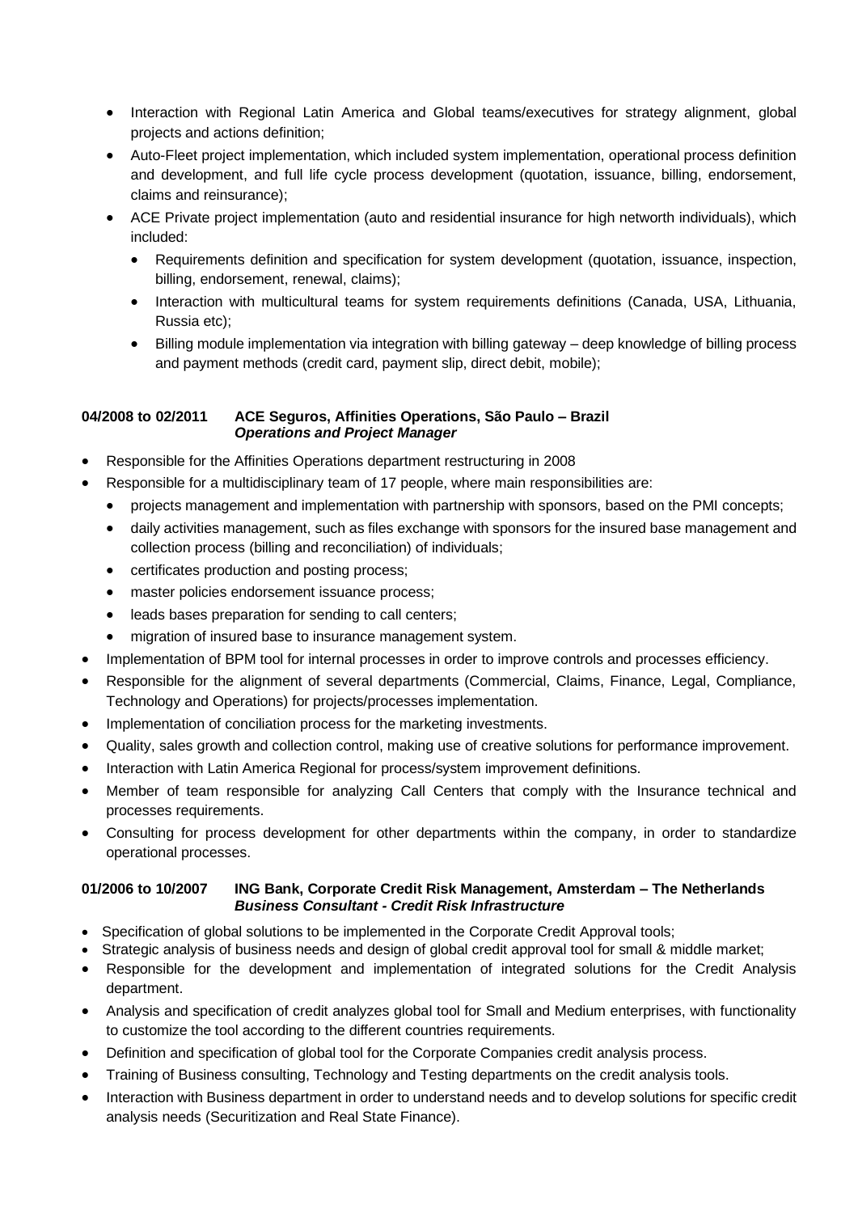- Interaction with Regional Latin America and Global teams/executives for strategy alignment, global projects and actions definition;
- Auto-Fleet project implementation, which included system implementation, operational process definition and development, and full life cycle process development (quotation, issuance, billing, endorsement, claims and reinsurance);
- ACE Private project implementation (auto and residential insurance for high networth individuals), which included:
  - Requirements definition and specification for system development (quotation, issuance, inspection, billing, endorsement, renewal, claims);
  - Interaction with multicultural teams for system requirements definitions (Canada, USA, Lithuania, Russia etc);
  - Billing module implementation via integration with billing gateway – deep knowledge of billing process and payment methods (credit card, payment slip, direct debit, mobile);

**04/2008 to 02/2011 ACE Seguros, Affinities Operations, São Paulo – Brazil**
***Operations and Project Manager***

- Responsible for the Affinities Operations department restructuring in 2008
- Responsible for a multidisciplinary team of 17 people, where main responsibilities are:
  - projects management and implementation with partnership with sponsors, based on the PMI concepts;
  - daily activities management, such as files exchange with sponsors for the insured base management and collection process (billing and reconciliation) of individuals;
  - certificates production and posting process;
  - master policies endorsement issuance process;
  - leads bases preparation for sending to call centers;
  - migration of insured base to insurance management system.
- Implementation of BPM tool for internal processes in order to improve controls and processes efficiency.
- Responsible for the alignment of several departments (Commercial, Claims, Finance, Legal, Compliance, Technology and Operations) for projects/processes implementation.
- Implementation of conciliation process for the marketing investments.
- Quality, sales growth and collection control, making use of creative solutions for performance improvement.
- Interaction with Latin America Regional for process/system improvement definitions.
- Member of team responsible for analyzing Call Centers that comply with the Insurance technical and processes requirements.
- Consulting for process development for other departments within the company, in order to standardize operational processes.

**01/2006 to 10/2007 ING Bank, Corporate Credit Risk Management, Amsterdam – The Netherlands**
***Business Consultant - Credit Risk Infrastructure***

- Specification of global solutions to be implemented in the Corporate Credit Approval tools;
- Strategic analysis of business needs and design of global credit approval tool for small & middle market;
- Responsible for the development and implementation of integrated solutions for the Credit Analysis department.
- Analysis and specification of credit analyzes global tool for Small and Medium enterprises, with functionality to customize the tool according to the different countries requirements.
- Definition and specification of global tool for the Corporate Companies credit analysis process.
- Training of Business consulting, Technology and Testing departments on the credit analysis tools.
- Interaction with Business department in order to understand needs and to develop solutions for specific credit analysis needs (Securitization and Real State Finance).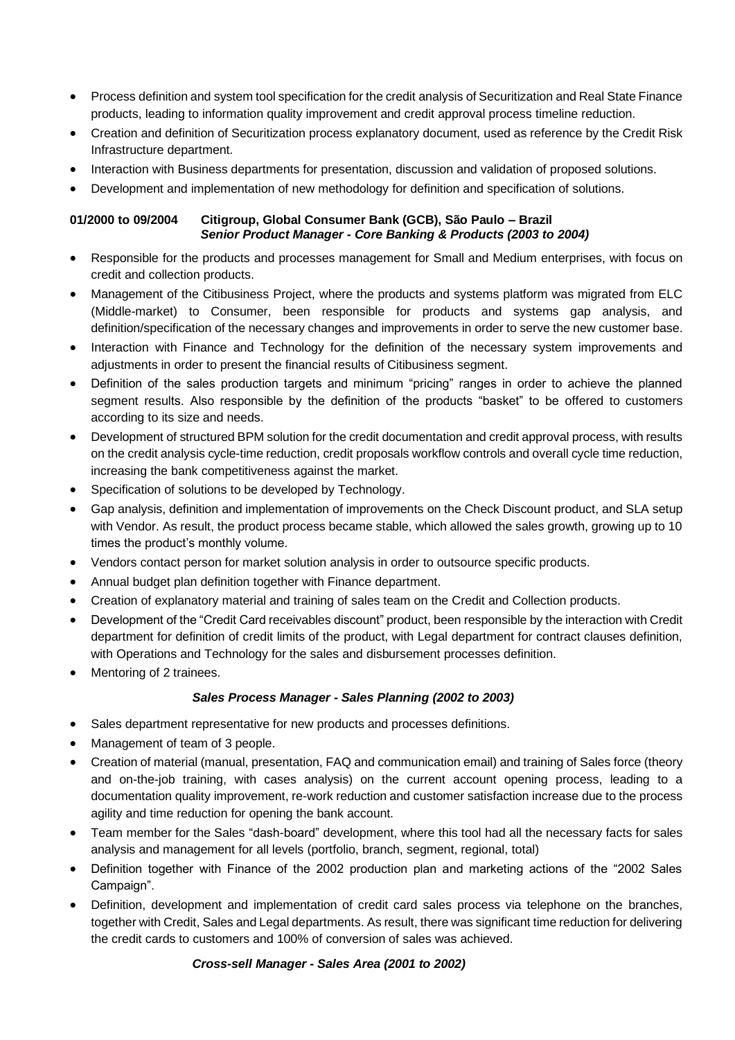- Process definition and system tool specification for the credit analysis of Securitization and Real State Finance products, leading to information quality improvement and credit approval process timeline reduction.
- Creation and definition of Securitization process explanatory document, used as reference by the Credit Risk Infrastructure department.
- Interaction with Business departments for presentation, discussion and validation of proposed solutions.
- Development and implementation of new methodology for definition and specification of solutions.

**01/2000 to 09/2004 Citigroup, Global Consumer Bank (GCB), São Paulo – Brazil**
***Senior Product Manager - Core Banking & Products (2003 to 2004)***

- Responsible for the products and processes management for Small and Medium enterprises, with focus on credit and collection products.
- Management of the Citibusiness Project, where the products and systems platform was migrated from ELC (Middle-market) to Consumer, been responsible for products and systems gap analysis, and definition/specification of the necessary changes and improvements in order to serve the new customer base.
- Interaction with Finance and Technology for the definition of the necessary system improvements and adjustments in order to present the financial results of Citibusiness segment.
- Definition of the sales production targets and minimum "pricing" ranges in order to achieve the planned segment results. Also responsible by the definition of the products "basket" to be offered to customers according to its size and needs.
- Development of structured BPM solution for the credit documentation and credit approval process, with results on the credit analysis cycle-time reduction, credit proposals workflow controls and overall cycle time reduction, increasing the bank competitiveness against the market.
- Specification of solutions to be developed by Technology.
- Gap analysis, definition and implementation of improvements on the Check Discount product, and SLA setup with Vendor. As result, the product process became stable, which allowed the sales growth, growing up to 10 times the product's monthly volume.
- Vendors contact person for market solution analysis in order to outsource specific products.
- Annual budget plan definition together with Finance department.
- Creation of explanatory material and training of sales team on the Credit and Collection products.
- Development of the "Credit Card receivables discount" product, been responsible by the interaction with Credit department for definition of credit limits of the product, with Legal department for contract clauses definition, with Operations and Technology for the sales and disbursement processes definition.
- Mentoring of 2 trainees.

***Sales Process Manager - Sales Planning (2002 to 2003)***

- Sales department representative for new products and processes definitions.
- Management of team of 3 people.
- Creation of material (manual, presentation, FAQ and communication email) and training of Sales force (theory and on-the-job training, with cases analysis) on the current account opening process, leading to a documentation quality improvement, re-work reduction and customer satisfaction increase due to the process agility and time reduction for opening the bank account.
- Team member for the Sales "dash-board" development, where this tool had all the necessary facts for sales analysis and management for all levels (portfolio, branch, segment, regional, total)
- Definition together with Finance of the 2002 production plan and marketing actions of the "2002 Sales Campaign".
- Definition, development and implementation of credit card sales process via telephone on the branches, together with Credit, Sales and Legal departments. As result, there was significant time reduction for delivering the credit cards to customers and 100% of conversion of sales was achieved.

***Cross-sell Manager - Sales Area (2001 to 2002)***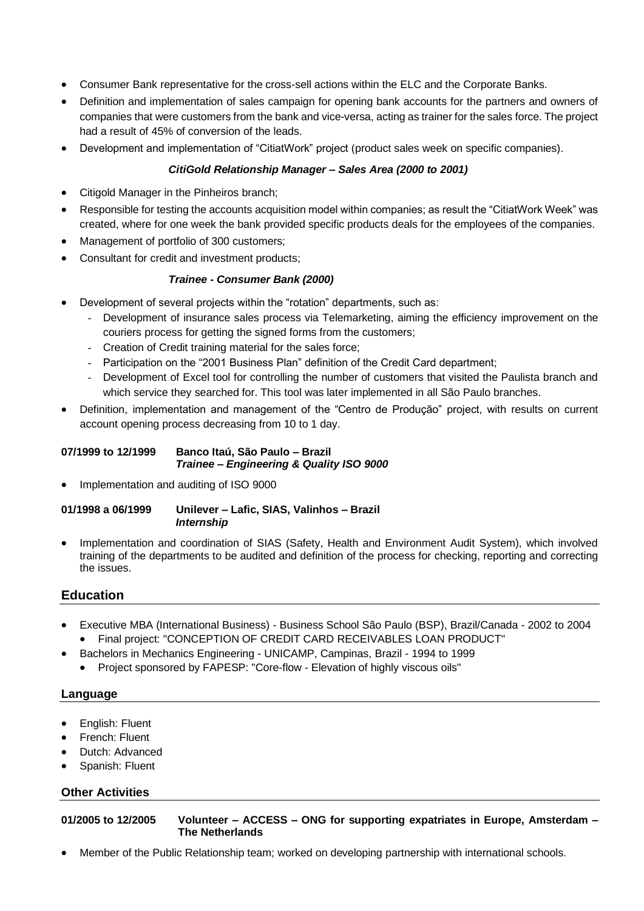- Consumer Bank representative for the cross-sell actions within the ELC and the Corporate Banks.
- Definition and implementation of sales campaign for opening bank accounts for the partners and owners of companies that were customers from the bank and vice-versa, acting as trainer for the sales force. The project had a result of 45% of conversion of the leads.
- Development and implementation of "CitiatWork" project (product sales week on specific companies).

***CitiGold Relationship Manager – Sales Area (2000 to 2001)***

- Citigold Manager in the Pinheiros branch;
- Responsible for testing the accounts acquisition model within companies; as result the "CitiatWork Week" was created, where for one week the bank provided specific products deals for the employees of the companies.
- Management of portfolio of 300 customers;
- Consultant for credit and investment products;

***Trainee - Consumer Bank (2000)***

- Development of several projects within the "rotation" departments, such as:
  - Development of insurance sales process via Telemarketing, aiming the efficiency improvement on the couriers process for getting the signed forms from the customers;
  - Creation of Credit training material for the sales force;
  - Participation on the "2001 Business Plan" definition of the Credit Card department;
  - Development of Excel tool for controlling the number of customers that visited the Paulista branch and which service they searched for. This tool was later implemented in all São Paulo branches.
- Definition, implementation and management of the "Centro de Produção" project, with results on current account opening process decreasing from 10 to 1 day.

**07/1999 to 12/1999 Banco Itaú, São Paulo – Brazil**
***Trainee – Engineering & Quality ISO 9000***

- Implementation and auditing of ISO 9000

**01/1998 a 06/1999 Unilever – Lafic, SIAS, Valinhos – Brazil**
***Internship***

- Implementation and coordination of SIAS (Safety, Health and Environment Audit System), which involved training of the departments to be audited and definition of the process for checking, reporting and correcting the issues.

## Education

- Executive MBA (International Business) - Business School São Paulo (BSP), Brazil/Canada - 2002 to 2004
  - Final project: "CONCEPTION OF CREDIT CARD RECEIVABLES LOAN PRODUCT"
- Bachelors in Mechanics Engineering - UNICAMP, Campinas, Brazil - 1994 to 1999
  - Project sponsored by FAPESP: "Core-flow - Elevation of highly viscous oils"

### Language

- English: Fluent
- French: Fluent
- Dutch: Advanced
- Spanish: Fluent

### Other Activities

**01/2005 to 12/2005 Volunteer – ACCESS – ONG for supporting expatriates in Europe, Amsterdam – The Netherlands**

- Member of the Public Relationship team; worked on developing partnership with international schools.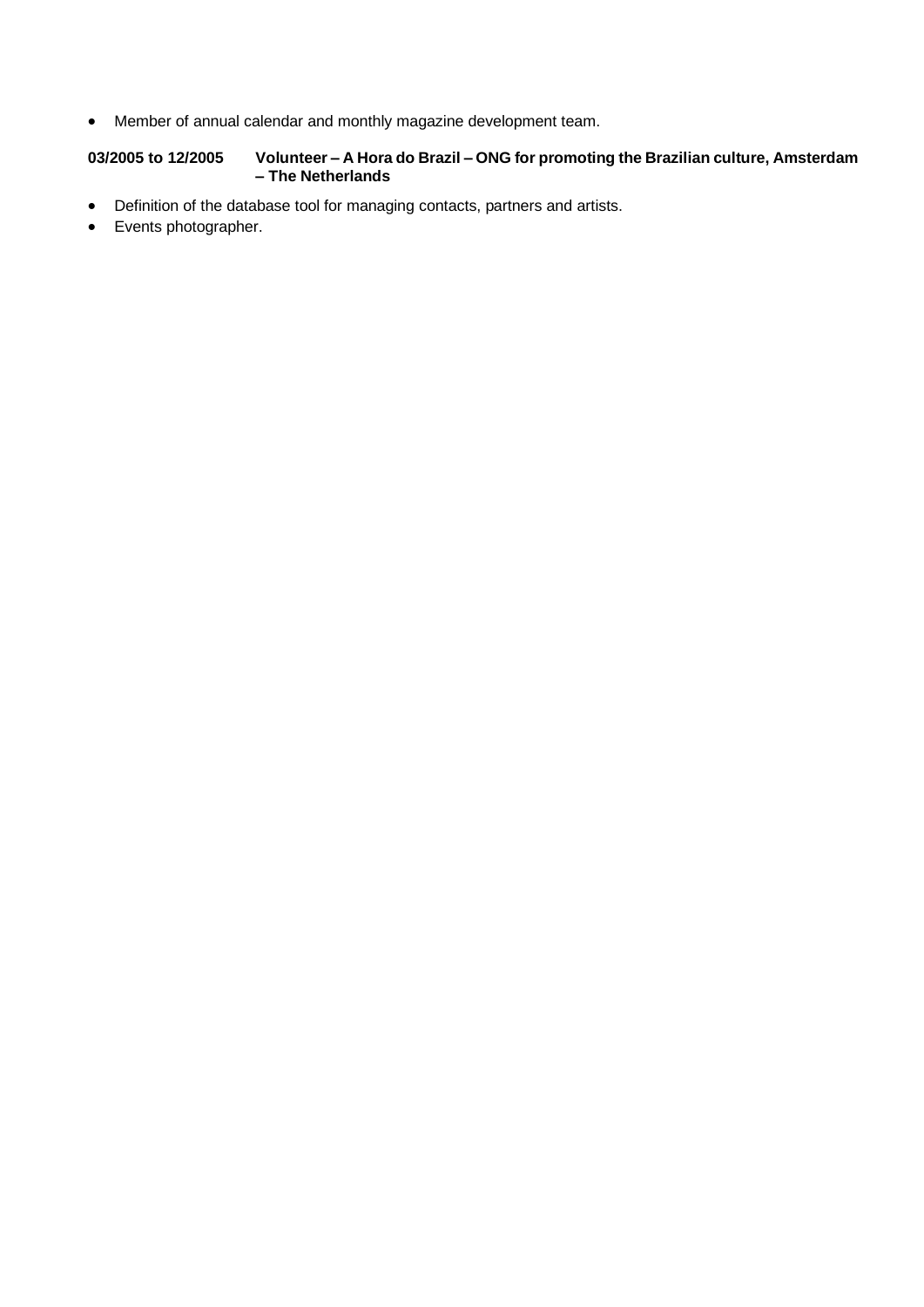- Member of annual calendar and monthly magazine development team.

**03/2005 to 12/2005 Volunteer – A Hora do Brazil – ONG for promoting the Brazilian culture, Amsterdam – The Netherlands**

- Definition of the database tool for managing contacts, partners and artists.
- Events photographer.